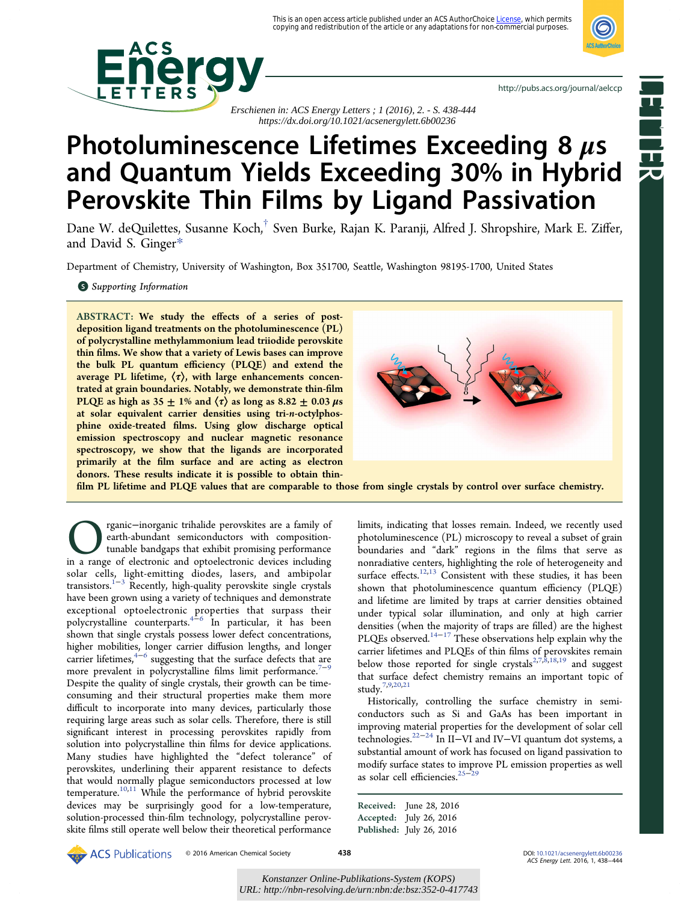This is an open access article published under an ACS AuthorChoice License, which permits copying and redistribution of the article or any adaptations for non-commercial purposes.

Erschienen in: ACS Energy Letters ; 1 (2016), 2. - S. 438-444
https://dx.doi.org/10.1021/acsenergylett.6b00236

# Photoluminescence Lifetimes Exceeding 8 μs and Quantum Yields Exceeding 30% in Hybrid Perovskite Thin Films by Ligand Passivation

Dane W. deQuilettes, Susanne Koch,[†] Sven Burke, Rajan K. Paranji, Alfred J. Shropshire, Mark E. Ziffer, and David S. Ginger[*]

Department of Chemistry, University of Washington, Box 351700, Seattle, Washington 98195-1700, United States

Supporting Information

**ABSTRACT: We study the effects of a series of post-deposition ligand treatments on the photoluminescence (PL) of polycrystalline methylammonium lead triiodide perovskite thin films. We show that a variety of Lewis bases can improve the bulk PL quantum efficiency (PLQE) and extend the average PL lifetime, ⟨τ⟩, with large enhancements concentrated at grain boundaries. Notably, we demonstrate thin-film PLQE as high as 35 ± 1% and ⟨τ⟩ as long as 8.82 ± 0.03 μs at solar equivalent carrier densities using tri-*n*-octylphosphine oxide-treated films. Using glow discharge optical emission spectroscopy and nuclear magnetic resonance spectroscopy, we show that the ligands are incorporated primarily at the film surface and are acting as electron donors. These results indicate it is possible to obtain thin-film PL lifetime and PLQE values that are comparable to those from single crystals by control over surface chemistry.**

Organic–inorganic trihalide perovskites are a family of earth-abundant semiconductors with composition-tunable bandgaps that exhibit promising performance in a range of electronic and optoelectronic devices including solar cells, light-emitting diodes, lasers, and ambipolar transistors.[1−3] Recently, high-quality perovskite single crystals have been grown using a variety of techniques and demonstrate exceptional optoelectronic properties that surpass their polycrystalline counterparts.[4−6] In particular, it has been shown that single crystals possess lower defect concentrations, higher mobilities, longer carrier diffusion lengths, and longer carrier lifetimes,[4−6] suggesting that the surface defects that are more prevalent in polycrystalline films limit performance.[7−9] Despite the quality of single crystals, their growth can be time-consuming and their structural properties make them more difficult to incorporate into many devices, particularly those requiring large areas such as solar cells. Therefore, there is still significant interest in processing perovskites rapidly from solution into polycrystalline thin films for device applications. Many studies have highlighted the "defect tolerance" of perovskites, underlining their apparent resistance to defects that would normally plague semiconductors processed at low temperature.[10,11] While the performance of hybrid perovskite devices may be surprisingly good for a low-temperature, solution-processed thin-film technology, polycrystalline perovskite films still operate well below their theoretical performance limits, indicating that losses remain. Indeed, we recently used photoluminescence (PL) microscopy to reveal a subset of grain boundaries and "dark" regions in the films that serve as nonradiative centers, highlighting the role of heterogeneity and surface effects.[12,13] Consistent with these studies, it has been shown that photoluminescence quantum efficiency (PLQE) and lifetime are limited by traps at carrier densities obtained under typical solar illumination, and only at high carrier densities (when the majority of traps are filled) are the highest PLQEs observed.[14−17] These observations help explain why the carrier lifetimes and PLQEs of thin films of perovskites remain below those reported for single crystals[2,7,8,18,19] and suggest that surface defect chemistry remains an important topic of study.[7,9,20,21]

Historically, controlling the surface chemistry in semiconductors such as Si and GaAs has been important in improving material properties for the development of solar cell technologies.[22−24] In II–VI and IV–VI quantum dot systems, a substantial amount of work has focused on ligand passivation to modify surface states to improve PL emission properties as well as solar cell efficiencies.[25−29]

Received: June 28, 2016
Accepted: July 26, 2016
Published: July 26, 2016

© 2016 American Chemical Society

Konstanzer Online-Publikations-System (KOPS)
URL: http://nbn-resolving.de/urn:nbn:de:bsz:352-0-417743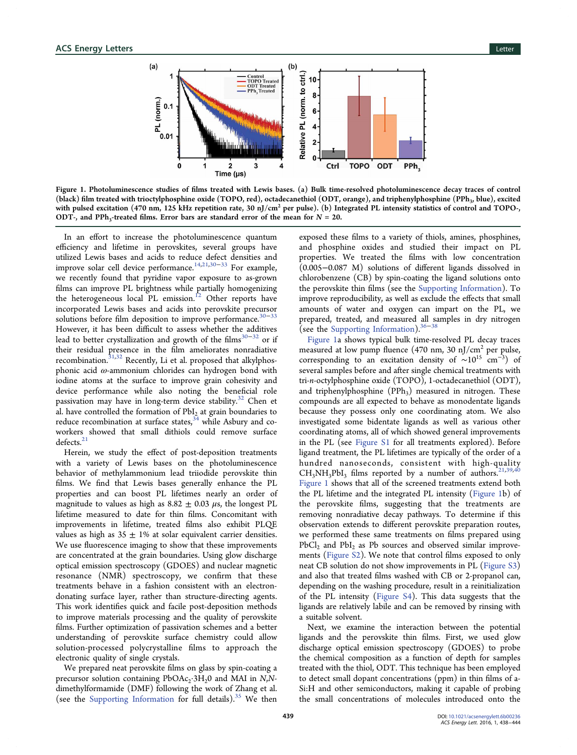**Figure 1. Photoluminescence studies of films treated with Lewis bases. (a) Bulk time-resolved photoluminescence decay traces of control (black) film treated with trioctylphosphine oxide (TOPO, red), octadecanethiol (ODT, orange), and triphenylphosphine ($PPh_3$, blue), excited with pulsed excitation (470 nm, 125 kHz repetition rate, 30 nJ/cm$^2$ per pulse). (b) Integrated PL intensity statistics of control and TOPO-, ODT-, and $PPh_3$-treated films. Error bars are standard error of the mean for $N = 20$.**

In an effort to increase the photoluminescence quantum efficiency and lifetime in perovskites, several groups have utilized Lewis bases and acids to reduce defect densities and improve solar cell device performance.[14,21,30−33] For example, we recently found that pyridine vapor exposure to as-grown films can improve PL brightness while partially homogenizing the heterogeneous local PL emission.[12] Other reports have incorporated Lewis bases and acids into perovskite precursor solutions before film deposition to improve performance.[30−33] However, it has been difficult to assess whether the additives lead to better crystallization and growth of the films[30−32] or if their residual presence in the film ameliorates nonradiative recombination.[31,32] Recently, Li et al. proposed that alkylphosphonic acid ω-ammonium chlorides can hydrogen bond with iodine atoms at the surface to improve grain cohesivity and device performance while also noting the beneficial role passivation may have in long-term device stability.[32] Chen et al. have controlled the formation of $PbI_2$ at grain boundaries to reduce recombination at surface states,[34] while Asbury and coworkers showed that small dithiols could remove surface defects.[21]

Herein, we study the effect of post-deposition treatments with a variety of Lewis bases on the photoluminescence behavior of methylammonium lead triiodide perovskite thin films. We find that Lewis bases generally enhance the PL properties and can boost PL lifetimes nearly an order of magnitude to values as high as 8.82 ± 0.03 μs, the longest PL lifetime measured to date for thin films. Concomitant with improvements in PL lifetime, treated films also exhibit PLQE values as high as 35 ± 1% at solar equivalent carrier densities. We use fluorescence imaging to show that these improvements are concentrated at the grain boundaries. Using glow discharge optical emission spectroscopy (GDOES) and nuclear magnetic resonance (NMR) spectroscopy, we confirm that these treatments behave in a fashion consistent with an electron-donating surface layer, rather than structure-directing agents. This work identifies quick and facile post-deposition methods to improve materials processing and the quality of perovskite films. Further optimization of passivation schemes and a better understanding of perovskite surface chemistry could allow solution-processed polycrystalline films to approach the electronic quality of single crystals.

We prepared neat perovskite films on glass by spin-coating a precursor solution containing $PbOAc_2{\cdot}3H_2O$ and MAI in N,N-dimethylformamide (DMF) following the work of Zhang et al. (see the Supporting Information for full details).[35] We then exposed these films to a variety of thiols, amines, phosphines, and phosphine oxides and studied their impact on PL properties. We treated the films with low concentration (0.005−0.087 M) solutions of different ligands dissolved in chlorobenzene (CB) by spin-coating the ligand solutions onto the perovskite thin films (see the Supporting Information). To improve reproducibility, as well as exclude the effects that small amounts of water and oxygen can impart on the PL, we prepared, treated, and measured all samples in dry nitrogen (see the Supporting Information).[36−38]

Figure 1a shows typical bulk time-resolved PL decay traces measured at low pump fluence (470 nm, 30 nJ/cm$^2$ per pulse, corresponding to an excitation density of $\sim 10^{15}$ cm$^{-3}$) of several samples before and after single chemical treatments with tri-n-octylphosphine oxide (TOPO), 1-octadecanethiol (ODT), and triphenylphosphine ($PPh_3$) measured in nitrogen. These compounds are all expected to behave as monodentate ligands because they possess only one coordinating atom. We also investigated some bidentate ligands as well as various other coordinating atoms, all of which showed general improvements in the PL (see Figure S1 for all treatments explored). Before ligand treatment, the PL lifetimes are typically of the order of a hundred nanoseconds, consistent with high-quality $CH_3NH_3PbI_3$ films reported by a number of authors.[21,39,40] Figure 1 shows that all of the screened treatments extend both the PL lifetime and the integrated PL intensity (Figure 1b) of the perovskite films, suggesting that the treatments are removing nonradiative decay pathways. To determine if this observation extends to different perovskite preparation routes, we performed these same treatments on films prepared using $PbCl_2$ and $PbI_2$ as Pb sources and observed similar improvements (Figure S2). We note that control films exposed to only neat CB solution do not show improvements in PL (Figure S3) and also that treated films washed with CB or 2-propanol can, depending on the washing procedure, result in a reinitialization of the PL intensity (Figure S4). This data suggests that the ligands are relatively labile and can be removed by rinsing with a suitable solvent.

Next, we examine the interaction between the potential ligands and the perovskite thin films. First, we used glow discharge optical emission spectroscopy (GDOES) to probe the chemical composition as a function of depth for samples treated with the thiol, ODT. This technique has been employed to detect small dopant concentrations (ppm) in thin films of a-Si:H and other semiconductors, making it capable of probing the small concentrations of molecules introduced onto the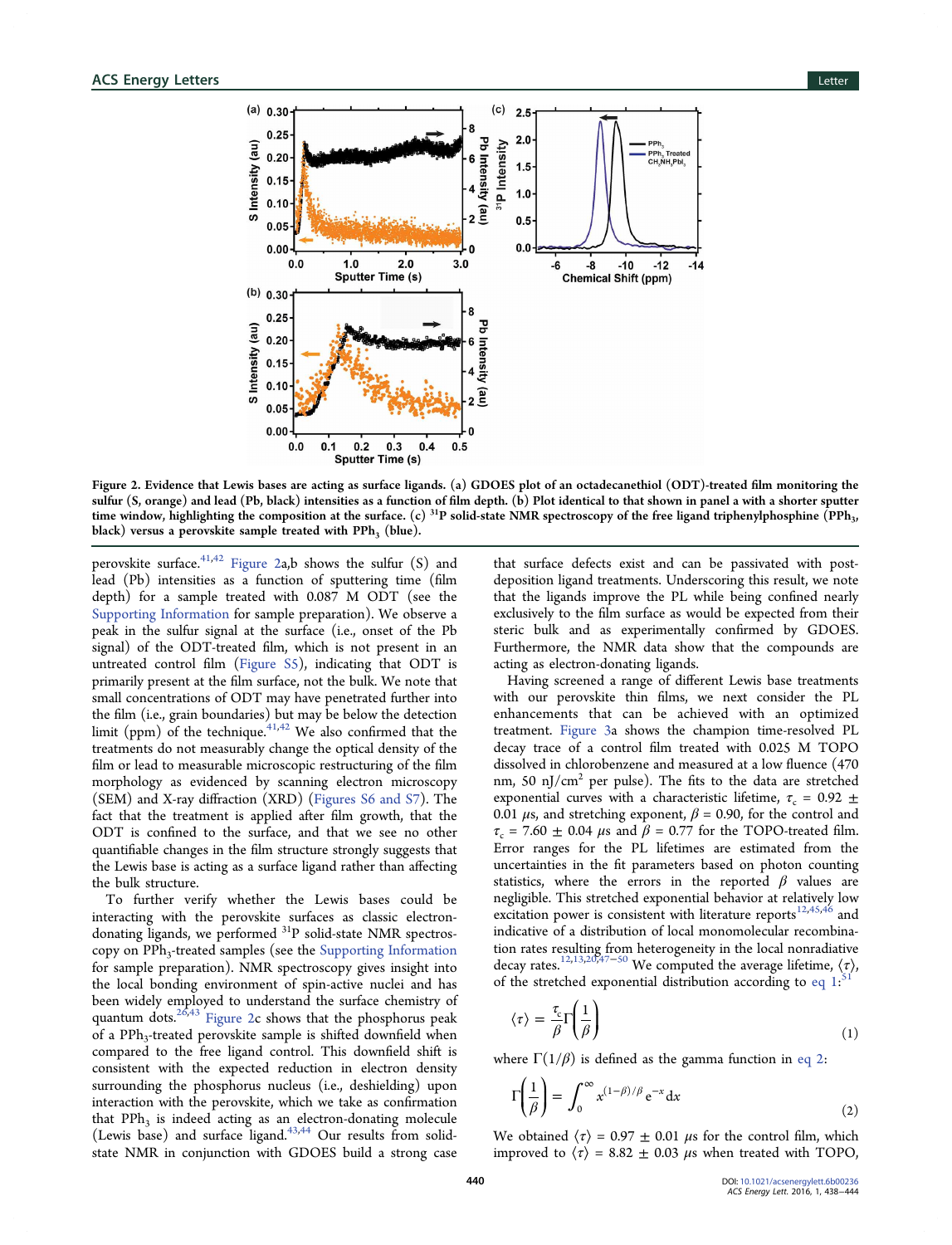Figure 2. Evidence that Lewis bases are acting as surface ligands. (a) GDOES plot of an octadecanethiol (ODT)-treated film monitoring the sulfur (S, orange) and lead (Pb, black) intensities as a function of film depth. (b) Plot identical to that shown in panel a with a shorter sputter time window, highlighting the composition at the surface. (c) $^{31}P$ solid-state NMR spectroscopy of the free ligand triphenylphosphine ($PPh_3$, black) versus a perovskite sample treated with $PPh_3$ (blue).

perovskite surface.[41,42] Figure 2a,b shows the sulfur (S) and lead (Pb) intensities as a function of sputtering time (film depth) for a sample treated with 0.087 M ODT (see the Supporting Information for sample preparation). We observe a peak in the sulfur signal at the surface (i.e., onset of the Pb signal) of the ODT-treated film, which is not present in an untreated control film (Figure S5), indicating that ODT is primarily present at the film surface, not the bulk. We note that small concentrations of ODT may have penetrated further into the film (i.e., grain boundaries) but may be below the detection limit (ppm) of the technique.[41,42] We also confirmed that the treatments do not measurably change the optical density of the film or lead to measurable microscopic restructuring of the film morphology as evidenced by scanning electron microscopy (SEM) and X-ray diffraction (XRD) (Figures S6 and S7). The fact that the treatment is applied after film growth, that the ODT is confined to the surface, and that we see no other quantifiable changes in the film structure strongly suggests that the Lewis base is acting as a surface ligand rather than affecting the bulk structure.

To further verify whether the Lewis bases could be interacting with the perovskite surfaces as classic electron-donating ligands, we performed $^{31}P$ solid-state NMR spectroscopy on $PPh_3$-treated samples (see the Supporting Information for sample preparation). NMR spectroscopy gives insight into the local bonding environment of spin-active nuclei and has been widely employed to understand the surface chemistry of quantum dots.[26,43] Figure 2c shows that the phosphorus peak of a $PPh_3$-treated perovskite sample is shifted downfield when compared to the free ligand control. This downfield shift is consistent with the expected reduction in electron density surrounding the phosphorus nucleus (i.e., deshielding) upon interaction with the perovskite, which we take as confirmation that $PPh_3$ is indeed acting as an electron-donating molecule (Lewis base) and surface ligand.[43,44] Our results from solid-state NMR in conjunction with GDOES build a strong case that surface defects exist and can be passivated with post-deposition ligand treatments. Underscoring this result, we note that the ligands improve the PL while being confined nearly exclusively to the film surface as would be expected from their steric bulk and as experimentally confirmed by GDOES. Furthermore, the NMR data show that the compounds are acting as electron-donating ligands.

Having screened a range of different Lewis base treatments with our perovskite thin films, we next consider the PL enhancements that can be achieved with an optimized treatment. Figure 3a shows the champion time-resolved PL decay trace of a control film treated with 0.025 M TOPO dissolved in chlorobenzene and measured at a low fluence (470 nm, 50 nJ/cm$^2$ per pulse). The fits to the data are stretched exponential curves with a characteristic lifetime, $\tau_c = 0.92 \pm 0.01$ $\mu$s, and stretching exponent, $\beta = 0.90$, for the control and $\tau_c = 7.60 \pm 0.04$ $\mu$s and $\beta = 0.77$ for the TOPO-treated film. Error ranges for the PL lifetimes are estimated from the uncertainties in the fit parameters based on photon counting statistics, where the errors in the reported $\beta$ values are negligible. This stretched exponential behavior at relatively low excitation power is consistent with literature reports[12,45,46] and indicative of a distribution of local monomolecular recombination rates resulting from heterogeneity in the local nonradiative decay rates.[12,13,20,47–50] We computed the average lifetime, $\langle\tau\rangle$, of the stretched exponential distribution according to eq 1:[51]

$$\langle\tau\rangle = \frac{\tau_c}{\beta}\Gamma\left(\frac{1}{\beta}\right) \tag{1}$$

where $\Gamma(1/\beta)$ is defined as the gamma function in eq 2:

$$\Gamma\left(\frac{1}{\beta}\right) = \int_0^\infty x^{(1-\beta)/\beta}\,e^{-x}\,dx \tag{2}$$

We obtained $\langle\tau\rangle = 0.97 \pm 0.01$ $\mu$s for the control film, which improved to $\langle\tau\rangle = 8.82 \pm 0.03$ $\mu$s when treated with TOPO,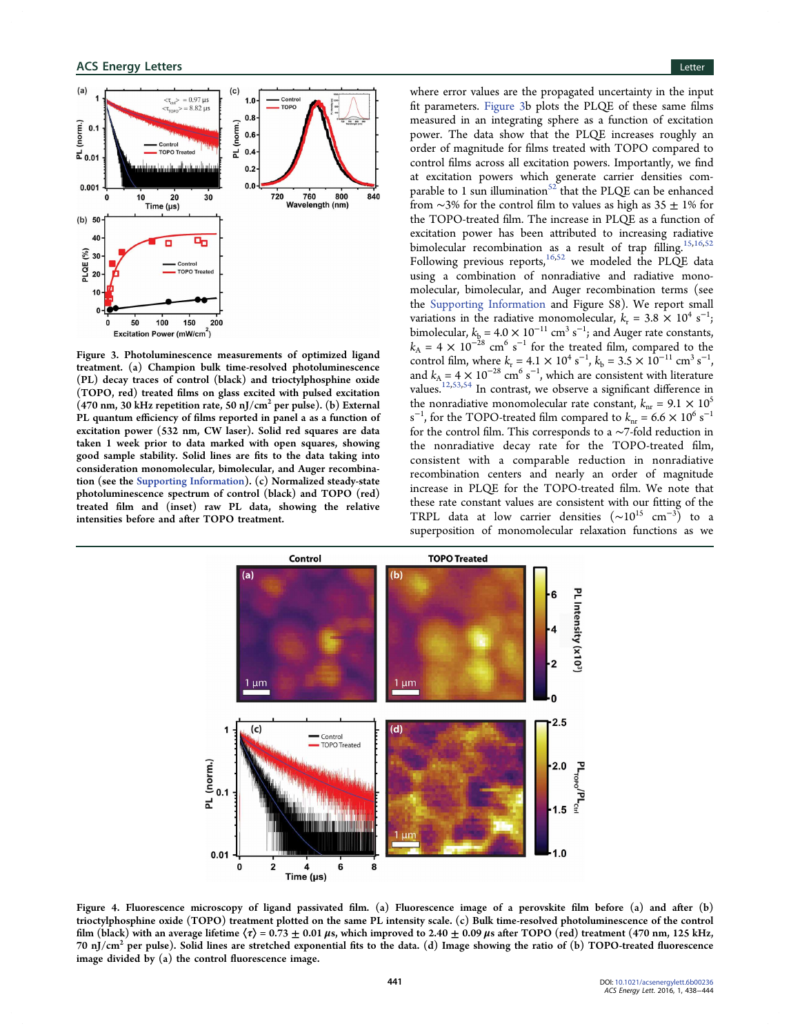**Figure 3.** Photoluminescence measurements of optimized ligand treatment. (a) Champion bulk time-resolved photoluminescence (PL) decay traces of control (black) and trioctylphosphine oxide (TOPO, red) treated films on glass excited with pulsed excitation (470 nm, 30 kHz repetition rate, 50 nJ/cm$^2$ per pulse). (b) External PL quantum efficiency of films reported in panel a as a function of excitation power (532 nm, CW laser). Solid red squares are data taken 1 week prior to data marked with open squares, showing good sample stability. Solid lines are fits to the data taking into consideration monomolecular, bimolecular, and Auger recombination (see the Supporting Information). (c) Normalized steady-state photoluminescence spectrum of control (black) and TOPO (red) treated film and (inset) raw PL data, showing the relative intensities before and after TOPO treatment.

where error values are the propagated uncertainty in the input fit parameters. Figure 3b plots the PLQE of these same films measured in an integrating sphere as a function of excitation power. The data show that the PLQE increases roughly an order of magnitude for films treated with TOPO compared to control films across all excitation powers. Importantly, we find at excitation powers which generate carrier densities comparable to 1 sun illumination[52] that the PLQE can be enhanced from ~3% for the control film to values as high as 35 ± 1% for the TOPO-treated film. The increase in PLQE as a function of excitation power has been attributed to increasing radiative bimolecular recombination as a result of trap filling.[15,16,52] Following previous reports,[16,52] we modeled the PLQE data using a combination of nonradiative and radiative monomolecular, bimolecular, and Auger recombination terms (see the Supporting Information and Figure S8). We report small variations in the radiative monomolecular, $k_r = 3.8 \times 10^4$ s$^{-1}$; bimolecular, $k_b = 4.0 \times 10^{-11}$ cm$^3$ s$^{-1}$; and Auger rate constants, $k_A = 4 \times 10^{-28}$ cm$^6$ s$^{-1}$ for the treated film, compared to the control film, where $k_r = 4.1 \times 10^4$ s$^{-1}$, $k_b = 3.5 \times 10^{-11}$ cm$^3$ s$^{-1}$, and $k_A = 4 \times 10^{-28}$ cm$^6$ s$^{-1}$, which are consistent with literature values.[12,53,54] In contrast, we observe a significant difference in the nonradiative monomolecular rate constant, $k_{nr} = 9.1 \times 10^5$ s$^{-1}$, for the TOPO-treated film compared to $k_{nr} = 6.6 \times 10^6$ s$^{-1}$ for the control film. This corresponds to a ~7-fold reduction in the nonradiative decay rate for the TOPO-treated film, consistent with a comparable reduction in nonradiative recombination centers and nearly an order of magnitude increase in PLQE for the TOPO-treated film. We note that these rate constant values are consistent with our fitting of the TRPL data at low carrier densities (~$10^{15}$ cm$^{-3}$) to a superposition of monomolecular relaxation functions as we

**Figure 4.** Fluorescence microscopy of ligand passivated film. (a) Fluorescence image of a perovskite film before (a) and after (b) trioctylphosphine oxide (TOPO) treatment plotted on the same PL intensity scale. (c) Bulk time-resolved photoluminescence of the control film (black) with an average lifetime $\langle\tau\rangle = 0.73 \pm 0.01$ $\mu$s, which improved to $2.40 \pm 0.09$ $\mu$s after TOPO (red) treatment (470 nm, 125 kHz, 70 nJ/cm$^2$ per pulse). Solid lines are stretched exponential fits to the data. (d) Image showing the ratio of (b) TOPO-treated fluorescence image divided by (a) the control fluorescence image.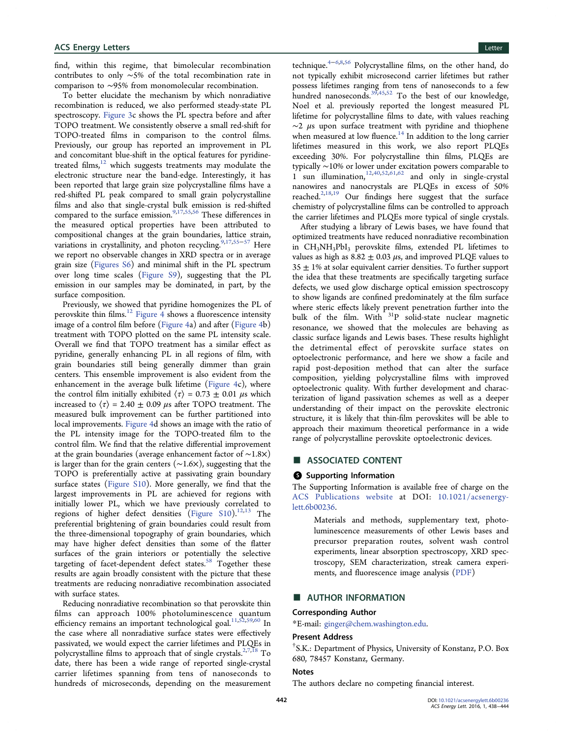find, within this regime, that bimolecular recombination contributes to only ~5% of the total recombination rate in comparison to ~95% from monomolecular recombination.

To better elucidate the mechanism by which nonradiative recombination is reduced, we also performed steady-state PL spectroscopy. Figure 3c shows the PL spectra before and after TOPO treatment. We consistently observe a small red-shift for TOPO-treated films in comparison to the control films. Previously, our group has reported an improvement in PL and concomitant blue-shift in the optical features for pyridine-treated films,[12] which suggests treatments may modulate the electronic structure near the band-edge. Interestingly, it has been reported that large grain size polycrystalline films have a red-shifted PL peak compared to small grain polycrystalline films and also that single-crystal bulk emission is red-shifted compared to the surface emission.[9,17,55,56] These differences in the measured optical properties have been attributed to compositional changes at the grain boundaries, lattice strain, variations in crystallinity, and photon recycling.[9,17,55−57] Here we report no observable changes in XRD spectra or in average grain size (Figures S6) and minimal shift in the PL spectrum over long time scales (Figure S9), suggesting that the PL emission in our samples may be dominated, in part, by the surface composition.

Previously, we showed that pyridine homogenizes the PL of perovskite thin films.[12] Figure 4 shows a fluorescence intensity image of a control film before (Figure 4a) and after (Figure 4b) treatment with TOPO plotted on the same PL intensity scale. Overall we find that TOPO treatment has a similar effect as pyridine, generally enhancing PL in all regions of film, with grain boundaries still being generally dimmer than grain centers. This ensemble improvement is also evident from the enhancement in the average bulk lifetime (Figure 4c), where the control film initially exhibited $\langle\tau\rangle = 0.73 \pm 0.01$ μs which increased to $\langle\tau\rangle = 2.40 \pm 0.09$ μs after TOPO treatment. The measured bulk improvement can be further partitioned into local improvements. Figure 4d shows an image with the ratio of the PL intensity image for the TOPO-treated film to the control film. We find that the relative differential improvement at the grain boundaries (average enhancement factor of ~1.8×) is larger than for the grain centers (~1.6×), suggesting that the TOPO is preferentially active at passivating grain boundary surface states (Figure S10). More generally, we find that the largest improvements in PL are achieved for regions with initially lower PL, which we have previously correlated to regions of higher defect densities (Figure S10).[12,13] The preferential brightening of grain boundaries could result from the three-dimensional topography of grain boundaries, which may have higher defect densities than some of the flatter surfaces of the grain interiors or potentially the selective targeting of facet-dependent defect states.[58] Together these results are again broadly consistent with the picture that these treatments are reducing nonradiative recombination associated with surface states.

Reducing nonradiative recombination so that perovskite thin films can approach 100% photoluminescence quantum efficiency remains an important technological goal.[11,52,59,60] In the case where all nonradiative surface states were effectively passivated, we would expect the carrier lifetimes and PLQEs in polycrystalline films to approach that of single crystals.[2,7,18] To date, there has been a wide range of reported single-crystal carrier lifetimes spanning from tens of nanoseconds to hundreds of microseconds, depending on the measurement technique.[4−6,8,56] Polycrystalline films, on the other hand, do not typically exhibit microsecond carrier lifetimes but rather possess lifetimes ranging from tens of nanoseconds to a few hundred nanoseconds.[39,45,52] To the best of our knowledge, Noel et al. previously reported the longest measured PL lifetime for polycrystalline films to date, with values reaching ~2 μs upon surface treatment with pyridine and thiophene when measured at low fluence.[14] In addition to the long carrier lifetimes measured in this work, we also report PLQEs exceeding 30%. For polycrystalline thin films, PLQEs are typically ~10% or lower under excitation powers comparable to 1 sun illumination,[12,40,52,61,62] and only in single-crystal nanowires and nanocrystals are PLQEs in excess of 50% reached.[2,18,19] Our findings here suggest that the surface chemistry of polycrystalline films can be controlled to approach the carrier lifetimes and PLQEs more typical of single crystals.

After studying a library of Lewis bases, we have found that optimized treatments have reduced nonradiative recombination in $CH_3NH_3PbI_3$ perovskite films, extended PL lifetimes to values as high as $8.82 \pm 0.03$ μs, and improved PLQE values to $35 \pm 1$% at solar equivalent carrier densities. To further support the idea that these treatments are specifically targeting surface defects, we used glow discharge optical emission spectroscopy to show ligands are confined predominately at the film surface where steric effects likely prevent penetration further into the bulk of the film. With $^{31}P$ solid-state nuclear magnetic resonance, we showed that the molecules are behaving as classic surface ligands and Lewis bases. These results highlight the detrimental effect of perovskite surface states on optoelectronic performance, and here we show a facile and rapid post-deposition method that can alter the surface composition, yielding polycrystalline films with improved optoelectronic quality. With further development and characterization of ligand passivation schemes as well as a deeper understanding of their impact on the perovskite electronic structure, it is likely that thin-film perovskites will be able to approach their maximum theoretical performance in a wide range of polycrystalline perovskite optoelectronic devices.

## ■ ASSOCIATED CONTENT

### Supporting Information

The Supporting Information is available free of charge on the ACS Publications website at DOI: 10.1021/acsenergylett.6b00236.

> Materials and methods, supplementary text, photoluminescence measurements of other Lewis bases and precursor preparation routes, solvent wash control experiments, linear absorption spectroscopy, XRD spectroscopy, SEM characterization, streak camera experiments, and fluorescence image analysis (PDF)

## ■ AUTHOR INFORMATION

### Corresponding Author

*E-mail: ginger@chem.washington.edu.

### Present Address

†S.K.: Department of Physics, University of Konstanz, P.O. Box 680, 78457 Konstanz, Germany.

### Notes

The authors declare no competing financial interest.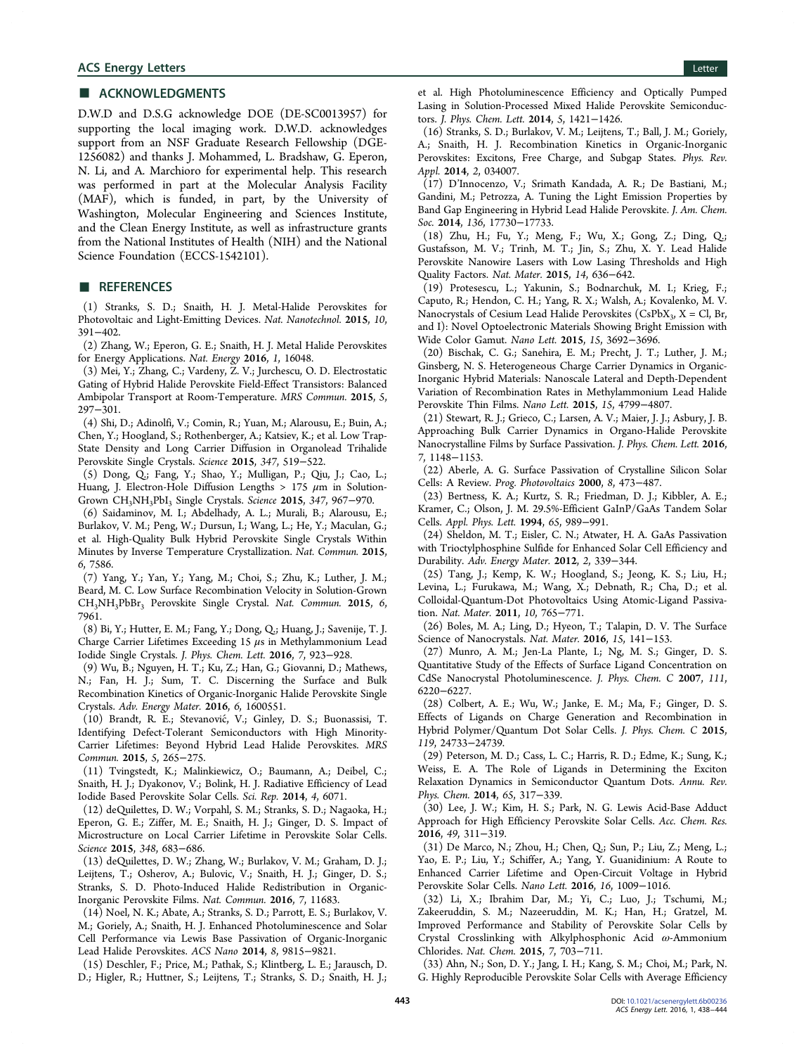## ■ ACKNOWLEDGMENTS

D.W.D and D.S.G acknowledge DOE (DE-SC0013957) for supporting the local imaging work. D.W.D. acknowledges support from an NSF Graduate Research Fellowship (DGE-1256082) and thanks J. Mohammed, L. Bradshaw, G. Eperon, N. Li, and A. Marchioro for experimental help. This research was performed in part at the Molecular Analysis Facility (MAF), which is funded, in part, by the University of Washington, Molecular Engineering and Sciences Institute, and the Clean Energy Institute, as well as infrastructure grants from the National Institutes of Health (NIH) and the National Science Foundation (ECCS-1542101).

## ■ REFERENCES

(1) Stranks, S. D.; Snaith, H. J. Metal-Halide Perovskites for Photovoltaic and Light-Emitting Devices. *Nat. Nanotechnol.* **2015**, *10*, 391−402.

(2) Zhang, W.; Eperon, G. E.; Snaith, H. J. Metal Halide Perovskites for Energy Applications. *Nat. Energy* **2016**, *1*, 16048.

(3) Mei, Y.; Zhang, C.; Vardeny, Z. V.; Jurchescu, O. D. Electrostatic Gating of Hybrid Halide Perovskite Field-Effect Transistors: Balanced Ambipolar Transport at Room-Temperature. *MRS Commun.* **2015**, *5*, 297−301.

(4) Shi, D.; Adinolfi, V.; Comin, R.; Yuan, M.; Alarousu, E.; Buin, A.; Chen, Y.; Hoogland, S.; Rothenberger, A.; Katsiev, K.; et al. Low Trap-State Density and Long Carrier Diffusion in Organolead Trihalide Perovskite Single Crystals. *Science* **2015**, *347*, 519−522.

(5) Dong, Q.; Fang, Y.; Shao, Y.; Mulligan, P.; Qiu, J.; Cao, L.; Huang, J. Electron-Hole Diffusion Lengths > 175 μm in Solution-Grown $CH_3NH_3PbI_3$ Single Crystals. *Science* **2015**, *347*, 967−970.

(6) Saidaminov, M. I.; Abdelhady, A. L.; Murali, B.; Alarousu, E.; Burlakov, V. M.; Peng, W.; Dursun, I.; Wang, L.; He, Y.; Maculan, G.; et al. High-Quality Bulk Hybrid Perovskite Single Crystals Within Minutes by Inverse Temperature Crystallization. *Nat. Commun.* **2015**, *6*, 7586.

(7) Yang, Y.; Yan, Y.; Yang, M.; Choi, S.; Zhu, K.; Luther, J. M.; Beard, M. C. Low Surface Recombination Velocity in Solution-Grown $CH_3NH_3PbBr_3$ Perovskite Single Crystal. *Nat. Commun.* **2015**, *6*, 7961.

(8) Bi, Y.; Hutter, E. M.; Fang, Y.; Dong, Q.; Huang, J.; Savenije, T. J. Charge Carrier Lifetimes Exceeding 15 μs in Methylammonium Lead Iodide Single Crystals. *J. Phys. Chem. Lett.* **2016**, *7*, 923−928.

(9) Wu, B.; Nguyen, H. T.; Ku, Z.; Han, G.; Giovanni, D.; Mathews, N.; Fan, H. J.; Sum, T. C. Discerning the Surface and Bulk Recombination Kinetics of Organic-Inorganic Halide Perovskite Single Crystals. *Adv. Energy Mater.* **2016**, *6*, 1600551.

(10) Brandt, R. E.; Stevanović, V.; Ginley, D. S.; Buonassisi, T. Identifying Defect-Tolerant Semiconductors with High Minority-Carrier Lifetimes: Beyond Hybrid Lead Halide Perovskites. *MRS Commun.* **2015**, *5*, 265−275.

(11) Tvingstedt, K.; Malinkiewicz, O.; Baumann, A.; Deibel, C.; Snaith, H. J.; Dyakonov, V.; Bolink, H. J. Radiative Efficiency of Lead Iodide Based Perovskite Solar Cells. *Sci. Rep.* **2014**, *4*, 6071.

(12) deQuilettes, D. W.; Vorpahl, S. M.; Stranks, S. D.; Nagaoka, H.; Eperon, G. E.; Ziffer, M. E.; Snaith, H. J.; Ginger, D. S. Impact of Microstructure on Local Carrier Lifetime in Perovskite Solar Cells. *Science* **2015**, *348*, 683−686.

(13) deQuilettes, D. W.; Zhang, W.; Burlakov, V. M.; Graham, D. J.; Leijtens, T.; Osherov, A.; Bulovic, V.; Snaith, H. J.; Ginger, D. S.; Stranks, S. D. Photo-Induced Halide Redistribution in Organic-Inorganic Perovskite Films. *Nat. Commun.* **2016**, *7*, 11683.

(14) Noel, N. K.; Abate, A.; Stranks, S. D.; Parrott, E. S.; Burlakov, V. M.; Goriely, A.; Snaith, H. J. Enhanced Photoluminescence and Solar Cell Performance via Lewis Base Passivation of Organic-Inorganic Lead Halide Perovskites. *ACS Nano* **2014**, *8*, 9815−9821.

(15) Deschler, F.; Price, M.; Pathak, S.; Klintberg, L. E.; Jarausch, D. D.; Higler, R.; Huttner, S.; Leijtens, T.; Stranks, S. D.; Snaith, H. J.; et al. High Photoluminescence Efficiency and Optically Pumped Lasing in Solution-Processed Mixed Halide Perovskite Semiconductors. *J. Phys. Chem. Lett.* **2014**, *5*, 1421−1426.

(16) Stranks, S. D.; Burlakov, V. M.; Leijtens, T.; Ball, J. M.; Goriely, A.; Snaith, H. J. Recombination Kinetics in Organic-Inorganic Perovskites: Excitons, Free Charge, and Subgap States. *Phys. Rev. Appl.* **2014**, *2*, 034007.

(17) D'Innocenzo, V.; Srimath Kandada, A. R.; De Bastiani, M.; Gandini, M.; Petrozza, A. Tuning the Light Emission Properties by Band Gap Engineering in Hybrid Lead Halide Perovskite. *J. Am. Chem. Soc.* **2014**, *136*, 17730−17733.

(18) Zhu, H.; Fu, Y.; Meng, F.; Wu, X.; Gong, Z.; Ding, Q.; Gustafsson, M. V.; Trinh, M. T.; Jin, S.; Zhu, X. Y. Lead Halide Perovskite Nanowire Lasers with Low Lasing Thresholds and High Quality Factors. *Nat. Mater.* **2015**, *14*, 636−642.

(19) Protesescu, L.; Yakunin, S.; Bodnarchuk, M. I.; Krieg, F.; Caputo, R.; Hendon, C. H.; Yang, R. X.; Walsh, A.; Kovalenko, M. V. Nanocrystals of Cesium Lead Halide Perovskites ($CsPbX_3$, X = Cl, Br, and I): Novel Optoelectronic Materials Showing Bright Emission with Wide Color Gamut. *Nano Lett.* **2015**, *15*, 3692−3696.

(20) Bischak, C. G.; Sanehira, E. M.; Precht, J. T.; Luther, J. M.; Ginsberg, N. S. Heterogeneous Charge Carrier Dynamics in Organic-Inorganic Hybrid Materials: Nanoscale Lateral and Depth-Dependent Variation of Recombination Rates in Methylammonium Lead Halide Perovskite Thin Films. *Nano Lett.* **2015**, *15*, 4799−4807.

(21) Stewart, R. J.; Grieco, C.; Larsen, A. V.; Maier, J. J.; Asbury, J. B. Approaching Bulk Carrier Dynamics in Organo-Halide Perovskite Nanocrystalline Films by Surface Passivation. *J. Phys. Chem. Lett.* **2016**, *7*, 1148−1153.

(22) Aberle, A. G. Surface Passivation of Crystalline Silicon Solar Cells: A Review. *Prog. Photovoltaics* **2000**, *8*, 473−487.

(23) Bertness, K. A.; Kurtz, S. R.; Friedman, D. J.; Kibbler, A. E.; Kramer, C.; Olson, J. M. 29.5%-Efficient GaInP/GaAs Tandem Solar Cells. *Appl. Phys. Lett.* **1994**, *65*, 989−991.

(24) Sheldon, M. T.; Eisler, C. N.; Atwater, H. A. GaAs Passivation with Trioctylphosphine Sulfide for Enhanced Solar Cell Efficiency and Durability. *Adv. Energy Mater.* **2012**, *2*, 339−344.

(25) Tang, J.; Kemp, K. W.; Hoogland, S.; Jeong, K. S.; Liu, H.; Levina, L.; Furukawa, M.; Wang, X.; Debnath, R.; Cha, D.; et al. Colloidal-Quantum-Dot Photovoltaics Using Atomic-Ligand Passivation. *Nat. Mater.* **2011**, *10*, 765−771.

(26) Boles, M. A.; Ling, D.; Hyeon, T.; Talapin, D. V. The Surface Science of Nanocrystals. *Nat. Mater.* **2016**, *15*, 141−153.

(27) Munro, A. M.; Jen-La Plante, I.; Ng, M. S.; Ginger, D. S. Quantitative Study of the Effects of Surface Ligand Concentration on CdSe Nanocrystal Photoluminescence. *J. Phys. Chem. C* **2007**, *111*, 6220−6227.

(28) Colbert, A. E.; Wu, W.; Janke, E. M.; Ma, F.; Ginger, D. S. Effects of Ligands on Charge Generation and Recombination in Hybrid Polymer/Quantum Dot Solar Cells. *J. Phys. Chem. C* **2015**, *119*, 24733−24739.

(29) Peterson, M. D.; Cass, L. C.; Harris, R. D.; Edme, K.; Sung, K.; Weiss, E. A. The Role of Ligands in Determining the Exciton Relaxation Dynamics in Semiconductor Quantum Dots. *Annu. Rev. Phys. Chem.* **2014**, *65*, 317−339.

(30) Lee, J. W.; Kim, H. S.; Park, N. G. Lewis Acid-Base Adduct Approach for High Efficiency Perovskite Solar Cells. *Acc. Chem. Res.* **2016**, *49*, 311−319.

(31) De Marco, N.; Zhou, H.; Chen, Q.; Sun, P.; Liu, Z.; Meng, L.; Yao, E. P.; Liu, Y.; Schiffer, A.; Yang, Y. Guanidinium: A Route to Enhanced Carrier Lifetime and Open-Circuit Voltage in Hybrid Perovskite Solar Cells. *Nano Lett.* **2016**, *16*, 1009−1016.

(32) Li, X.; Ibrahim Dar, M.; Yi, C.; Luo, J.; Tschumi, M.; Zakeeruddin, S. M.; Nazeeruddin, M. K.; Han, H.; Gratzel, M. Improved Performance and Stability of Perovskite Solar Cells by Crystal Crosslinking with Alkylphosphonic Acid ω-Ammonium Chlorides. *Nat. Chem.* **2015**, *7*, 703−711.

(33) Ahn, N.; Son, D. Y.; Jang, I. H.; Kang, S. M.; Choi, M.; Park, N. G. Highly Reproducible Perovskite Solar Cells with Average Efficiency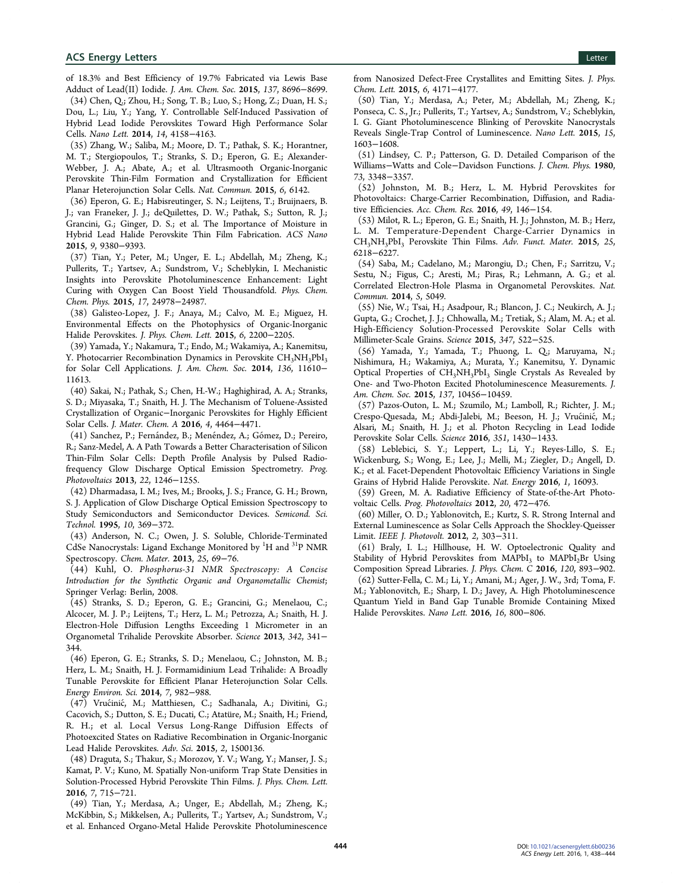of 18.3% and Best Efficiency of 19.7% Fabricated via Lewis Base Adduct of Lead(II) Iodide. *J. Am. Chem. Soc.* **2015**, *137*, 8696−8699.

(34) Chen, Q.; Zhou, H.; Song, T. B.; Luo, S.; Hong, Z.; Duan, H. S.; Dou, L.; Liu, Y.; Yang, Y. Controllable Self-Induced Passivation of Hybrid Lead Iodide Perovskites Toward High Performance Solar Cells. *Nano Lett.* **2014**, *14*, 4158−4163.

(35) Zhang, W.; Saliba, M.; Moore, D. T.; Pathak, S. K.; Horantner, M. T.; Stergiopoulos, T.; Stranks, S. D.; Eperon, G. E.; Alexander-Webber, J. A.; Abate, A.; et al. Ultrasmooth Organic-Inorganic Perovskite Thin-Film Formation and Crystallization for Efficient Planar Heterojunction Solar Cells. *Nat. Commun.* **2015**, *6*, 6142.

(36) Eperon, G. E.; Habisreutinger, S. N.; Leijtens, T.; Bruijnaers, B. J.; van Franeker, J. J.; deQuilettes, D. W.; Pathak, S.; Sutton, R. J.; Grancini, G.; Ginger, D. S.; et al. The Importance of Moisture in Hybrid Lead Halide Perovskite Thin Film Fabrication. *ACS Nano* **2015**, *9*, 9380−9393.

(37) Tian, Y.; Peter, M.; Unger, E. L.; Abdellah, M.; Zheng, K.; Pullerits, T.; Yartsev, A.; Sundstrom, V.; Scheblykin, I. Mechanistic Insights into Perovskite Photoluminescence Enhancement: Light Curing with Oxygen Can Boost Yield Thousandfold. *Phys. Chem. Chem. Phys.* **2015**, *17*, 24978−24987.

(38) Galisteo-Lopez, J. F.; Anaya, M.; Calvo, M. E.; Miguez, H. Environmental Effects on the Photophysics of Organic-Inorganic Halide Perovskites. *J. Phys. Chem. Lett.* **2015**, *6*, 2200−2205.

(39) Yamada, Y.; Nakamura, T.; Endo, M.; Wakamiya, A.; Kanemitsu, Y. Photocarrier Recombination Dynamics in Perovskite $CH_3NH_3PbI_3$ for Solar Cell Applications. *J. Am. Chem. Soc.* **2014**, *136*, 11610−11613.

(40) Sakai, N.; Pathak, S.; Chen, H.-W.; Haghighirad, A. A.; Stranks, S. D.; Miyasaka, T.; Snaith, H. J. The Mechanism of Toluene-Assisted Crystallization of Organic−Inorganic Perovskites for Highly Efficient Solar Cells. *J. Mater. Chem. A* **2016**, *4*, 4464−4471.

(41) Sanchez, P.; Fernández, B.; Menéndez, A.; Gómez, D.; Pereiro, R.; Sanz-Medel, A. A Path Towards a Better Characterisation of Silicon Thin-Film Solar Cells: Depth Profile Analysis by Pulsed Radiofrequency Glow Discharge Optical Emission Spectrometry. *Prog. Photovoltaics* **2013**, *22*, 1246−1255.

(42) Dharmadasa, I. M.; Ives, M.; Brooks, J. S.; France, G. H.; Brown, S. J. Application of Glow Discharge Optical Emission Spectroscopy to Study Semiconductors and Semiconductor Devices. *Semicond. Sci. Technol.* **1995**, *10*, 369−372.

(43) Anderson, N. C.; Owen, J. S. Soluble, Chloride-Terminated CdSe Nanocrystals: Ligand Exchange Monitored by $^1$H and $^{31}$P NMR Spectroscopy. *Chem. Mater.* **2013**, *25*, 69−76.

(44) Kuhl, O. *Phosphorus-31 NMR Spectroscopy: A Concise Introduction for the Synthetic Organic and Organometallic Chemist*; Springer Verlag: Berlin, 2008.

(45) Stranks, S. D.; Eperon, G. E.; Grancini, G.; Menelaou, C.; Alcocer, M. J. P.; Leijtens, T.; Herz, L. M.; Petrozza, A.; Snaith, H. J. Electron-Hole Diffusion Lengths Exceeding 1 Micrometer in an Organometal Trihalide Perovskite Absorber. *Science* **2013**, *342*, 341−344.

(46) Eperon, G. E.; Stranks, S. D.; Menelaou, C.; Johnston, M. B.; Herz, L. M.; Snaith, H. J. Formamidinium Lead Trihalide: A Broadly Tunable Perovskite for Efficient Planar Heterojunction Solar Cells. *Energy Environ. Sci.* **2014**, *7*, 982−988.

(47) Vrućinić, M.; Matthiesen, C.; Sadhanala, A.; Divitini, G.; Cacovich, S.; Dutton, S. E.; Ducati, C.; Atatüre, M.; Snaith, H.; Friend, R. H.; et al. Local Versus Long-Range Diffusion Effects of Photoexcited States on Radiative Recombination in Organic-Inorganic Lead Halide Perovskites. *Adv. Sci.* **2015**, *2*, 1500136.

(48) Draguta, S.; Thakur, S.; Morozov, Y. V.; Wang, Y.; Manser, J. S.; Kamat, P. V.; Kuno, M. Spatially Non-uniform Trap State Densities in Solution-Processed Hybrid Perovskite Thin Films. *J. Phys. Chem. Lett.* **2016**, *7*, 715−721.

(49) Tian, Y.; Merdasa, A.; Unger, E.; Abdellah, M.; Zheng, K.; McKibbin, S.; Mikkelsen, A.; Pullerits, T.; Yartsev, A.; Sundstrom, V.; et al. Enhanced Organo-Metal Halide Perovskite Photoluminescence from Nanosized Defect-Free Crystallites and Emitting Sites. *J. Phys. Chem. Lett.* **2015**, *6*, 4171−4177.

(50) Tian, Y.; Merdasa, A.; Peter, M.; Abdellah, M.; Zheng, K.; Ponseca, C. S., Jr.; Pullerits, T.; Yartsev, A.; Sundstrom, V.; Scheblykin, I. G. Giant Photoluminescence Blinking of Perovskite Nanocrystals Reveals Single-Trap Control of Luminescence. *Nano Lett.* **2015**, *15*, 1603−1608.

(51) Lindsey, C. P.; Patterson, G. D. Detailed Comparison of the Williams−Watts and Cole−Davidson Functions. *J. Chem. Phys.* **1980**, *73*, 3348−3357.

(52) Johnston, M. B.; Herz, L. M. Hybrid Perovskites for Photovoltaics: Charge-Carrier Recombination, Diffusion, and Radiative Efficiencies. *Acc. Chem. Res.* **2016**, *49*, 146−154.

(53) Milot, R. L.; Eperon, G. E.; Snaith, H. J.; Johnston, M. B.; Herz, L. M. Temperature-Dependent Charge-Carrier Dynamics in $CH_3NH_3PbI_3$ Perovskite Thin Films. *Adv. Funct. Mater.* **2015**, *25*, 6218−6227.

(54) Saba, M.; Cadelano, M.; Marongiu, D.; Chen, F.; Sarritzu, V.; Sestu, N.; Figus, C.; Aresti, M.; Piras, R.; Lehmann, A. G.; et al. Correlated Electron-Hole Plasma in Organometal Perovskites. *Nat. Commun.* **2014**, *5*, 5049.

(55) Nie, W.; Tsai, H.; Asadpour, R.; Blancon, J. C.; Neukirch, A. J.; Gupta, G.; Crochet, J. J.; Chhowalla, M.; Tretiak, S.; Alam, M. A.; et al. High-Efficiency Solution-Processed Perovskite Solar Cells with Millimeter-Scale Grains. *Science* **2015**, *347*, 522−525.

(56) Yamada, Y.; Yamada, T.; Phuong, L. Q.; Maruyama, N.; Nishimura, H.; Wakamiya, A.; Murata, Y.; Kanemitsu, Y. Dynamic Optical Properties of $CH_3NH_3PbI_3$ Single Crystals As Revealed by One- and Two-Photon Excited Photoluminescence Measurements. *J. Am. Chem. Soc.* **2015**, *137*, 10456−10459.

(57) Pazos-Outon, L. M.; Szumilo, M.; Lamboll, R.; Richter, J. M.; Crespo-Quesada, M.; Abdi-Jalebi, M.; Beeson, H. J.; Vrućinić, M.; Alsari, M.; Snaith, H. J.; et al. Photon Recycling in Lead Iodide Perovskite Solar Cells. *Science* **2016**, *351*, 1430−1433.

(58) Leblebici, S. Y.; Leppert, L.; Li, Y.; Reyes-Lillo, S. E.; Wickenburg, S.; Wong, E.; Lee, J.; Melli, M.; Ziegler, D.; Angell, D. K.; et al. Facet-Dependent Photovoltaic Efficiency Variations in Single Grains of Hybrid Halide Perovskite. *Nat. Energy* **2016**, *1*, 16093.

(59) Green, M. A. Radiative Efficiency of State-of-the-Art Photovoltaic Cells. *Prog. Photovoltaics* **2012**, *20*, 472−476.

(60) Miller, O. D.; Yablonovitch, E.; Kurtz, S. R. Strong Internal and External Luminescence as Solar Cells Approach the Shockley-Queisser Limit. *IEEE J. Photovolt.* **2012**, *2*, 303−311.

(61) Braly, I. L.; Hillhouse, H. W. Optoelectronic Quality and Stability of Hybrid Perovskites from $MAPbI_3$ to $MAPbI_2Br$ Using Composition Spread Libraries. *J. Phys. Chem. C* **2016**, *120*, 893−902.

(62) Sutter-Fella, C. M.; Li, Y.; Amani, M.; Ager, J. W., 3rd; Toma, F. M.; Yablonovitch, E.; Sharp, I. D.; Javey, A. High Photoluminescence Quantum Yield in Band Gap Tunable Bromide Containing Mixed Halide Perovskites. *Nano Lett.* **2016**, *16*, 800−806.